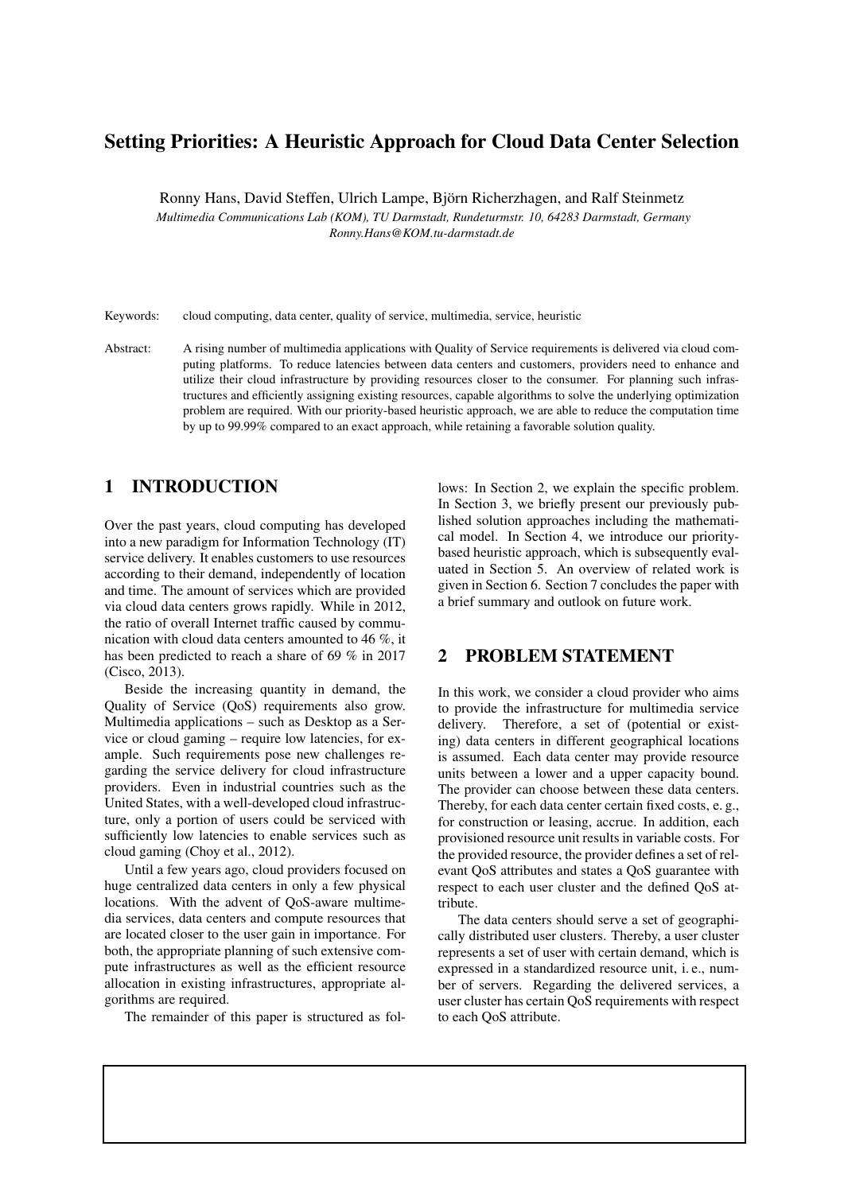# Setting Priorities: A Heuristic Approach for Cloud Data Center Selection

Ronny Hans, David Steffen, Ulrich Lampe, Björn Richerzhagen, and Ralf Steinmetz

*Multimedia Communications Lab (KOM), TU Darmstadt, Rundeturmstr. 10, 64283 Darmstadt, Germany*
*Ronny.Hans@KOM.tu-darmstadt.de*

Keywords: cloud computing, data center, quality of service, multimedia, service, heuristic

Abstract: A rising number of multimedia applications with Quality of Service requirements is delivered via cloud computing platforms. To reduce latencies between data centers and customers, providers need to enhance and utilize their cloud infrastructure by providing resources closer to the consumer. For planning such infrastructures and efficiently assigning existing resources, capable algorithms to solve the underlying optimization problem are required. With our priority-based heuristic approach, we are able to reduce the computation time by up to 99.99% compared to an exact approach, while retaining a favorable solution quality.

## 1 INTRODUCTION

Over the past years, cloud computing has developed into a new paradigm for Information Technology (IT) service delivery. It enables customers to use resources according to their demand, independently of location and time. The amount of services which are provided via cloud data centers grows rapidly. While in 2012, the ratio of overall Internet traffic caused by communication with cloud data centers amounted to 46 %, it has been predicted to reach a share of 69 % in 2017 (Cisco, 2013).

Beside the increasing quantity in demand, the Quality of Service (QoS) requirements also grow. Multimedia applications – such as Desktop as a Service or cloud gaming – require low latencies, for example. Such requirements pose new challenges regarding the service delivery for cloud infrastructure providers. Even in industrial countries such as the United States, with a well-developed cloud infrastructure, only a portion of users could be serviced with sufficiently low latencies to enable services such as cloud gaming (Choy et al., 2012).

Until a few years ago, cloud providers focused on huge centralized data centers in only a few physical locations. With the advent of QoS-aware multimedia services, data centers and compute resources that are located closer to the user gain in importance. For both, the appropriate planning of such extensive compute infrastructures as well as the efficient resource allocation in existing infrastructures, appropriate algorithms are required.

The remainder of this paper is structured as follows: In Section 2, we explain the specific problem. In Section 3, we briefly present our previously published solution approaches including the mathematical model. In Section 4, we introduce our priority-based heuristic approach, which is subsequently evaluated in Section 5. An overview of related work is given in Section 6. Section 7 concludes the paper with a brief summary and outlook on future work.

## 2 PROBLEM STATEMENT

In this work, we consider a cloud provider who aims to provide the infrastructure for multimedia service delivery. Therefore, a set of (potential or existing) data centers in different geographical locations is assumed. Each data center may provide resource units between a lower and a upper capacity bound. The provider can choose between these data centers. Thereby, for each data center certain fixed costs, e. g., for construction or leasing, accrue. In addition, each provisioned resource unit results in variable costs. For the provided resource, the provider defines a set of relevant QoS attributes and states a QoS guarantee with respect to each user cluster and the defined QoS attribute.

The data centers should serve a set of geographically distributed user clusters. Thereby, a user cluster represents a set of user with certain demand, which is expressed in a standardized resource unit, i. e., number of servers. Regarding the delivered services, a user cluster has certain QoS requirements with respect to each QoS attribute.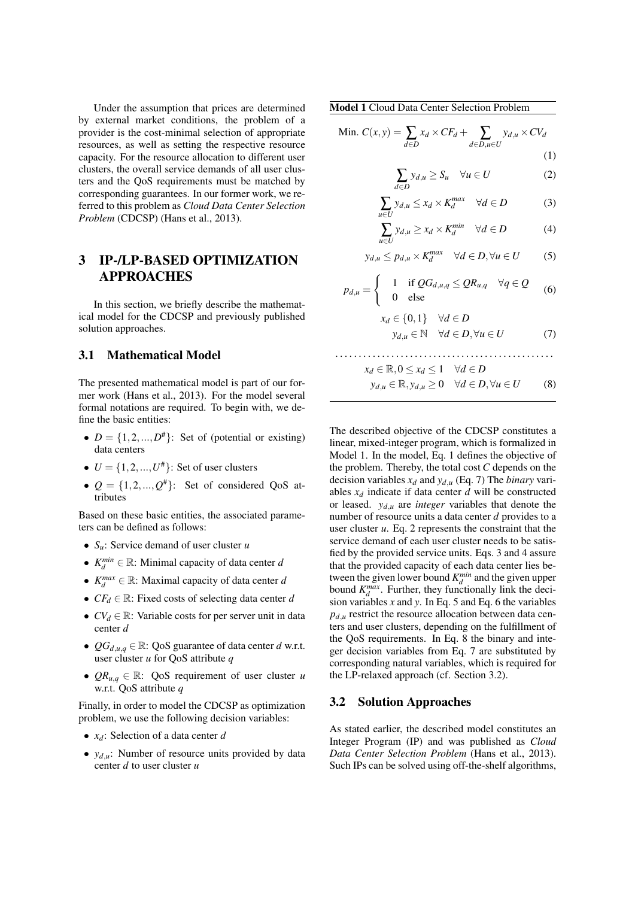Under the assumption that prices are determined by external market conditions, the problem of a provider is the cost-minimal selection of appropriate resources, as well as setting the respective resource capacity. For the resource allocation to different user clusters, the overall service demands of all user clusters and the QoS requirements must be matched by corresponding guarantees. In our former work, we referred to this problem as *Cloud Data Center Selection Problem* (CDCSP) (Hans et al., 2013).

## 3 IP-/LP-BASED OPTIMIZATION APPROACHES

In this section, we briefly describe the mathematical model for the CDCSP and previously published solution approaches.

### 3.1 Mathematical Model

The presented mathematical model is part of our former work (Hans et al., 2013). For the model several formal notations are required. To begin with, we define the basic entities:

- $D = \{1, 2, ..., D^{\#}\}$: Set of (potential or existing) data centers
- $U = \{1, 2, ..., U^{\#}\}$: Set of user clusters
- $Q = \{1, 2, ..., Q^{\#}\}$: Set of considered QoS attributes

Based on these basic entities, the associated parameters can be defined as follows:

- $S_u$: Service demand of user cluster $u$
- $K_d^{min} \in \mathbb{R}$: Minimal capacity of data center $d$
- $K_d^{max} \in \mathbb{R}$: Maximal capacity of data center $d$
- $CF_d \in \mathbb{R}$: Fixed costs of selecting data center $d$
- $CV_d \in \mathbb{R}$: Variable costs for per server unit in data center $d$
- $QG_{d,u,q} \in \mathbb{R}$: QoS guarantee of data center $d$ w.r.t. user cluster $u$ for QoS attribute $q$
- $QR_{u,q} \in \mathbb{R}$: QoS requirement of user cluster $u$ w.r.t. QoS attribute $q$

Finally, in order to model the CDCSP as optimization problem, we use the following decision variables:

- $x_d$: Selection of a data center $d$
- $y_{d,u}$: Number of resource units provided by data center $d$ to user cluster $u$

**Model 1** Cloud Data Center Selection Problem

$$\text{Min. } C(x,y) = \sum_{d \in D} x_d \times CF_d + \sum_{d \in D, u \in U} y_{d,u} \times CV_d \tag{1}$$

$$\sum_{d \in D} y_{d,u} \geq S_u \quad \forall u \in U \tag{2}$$

$$\sum_{u \in U} y_{d,u} \leq x_d \times K_d^{max} \quad \forall d \in D \tag{3}$$

$$\sum_{u \in U} y_{d,u} \geq x_d \times K_d^{min} \quad \forall d \in D \tag{4}$$

$$y_{d,u} \leq p_{d,u} \times K_d^{max} \quad \forall d \in D, \forall u \in U \tag{5}$$

$$p_{d,u} = \begin{cases} 1 & \text{if } QG_{d,u,q} \leq QR_{u,q} \quad \forall q \in Q \\ 0 & \text{else} \end{cases} \tag{6}$$

$$x_d \in \{0,1\} \quad \forall d \in D$$
$$y_{d,u} \in \mathbb{N} \quad \forall d \in D, \forall u \in U \tag{7}$$

$$x_d \in \mathbb{R}, 0 \leq x_d \leq 1 \quad \forall d \in D$$
$$y_{d,u} \in \mathbb{R}, y_{d,u} \geq 0 \quad \forall d \in D, \forall u \in U \tag{8}$$

The described objective of the CDCSP constitutes a linear, mixed-integer program, which is formalized in Model 1. In the model, Eq. 1 defines the objective of the problem. Thereby, the total cost $C$ depends on the decision variables $x_d$ and $y_{d,u}$ (Eq. 7) The *binary* variables $x_d$ indicate if data center $d$ will be constructed or leased. $y_{d,u}$ are *integer* variables that denote the number of resource units a data center $d$ provides to a user cluster $u$. Eq. 2 represents the constraint that the service demand of each user cluster needs to be satisfied by the provided service units. Eqs. 3 and 4 assure that the provided capacity of each data center lies between the given lower bound $K_d^{min}$ and the given upper bound $K_d^{max}$. Further, they functionally link the decision variables $x$ and $y$. In Eq. 5 and Eq. 6 the variables $p_{d,u}$ restrict the resource allocation between data centers and user clusters, depending on the fulfillment of the QoS requirements. In Eq. 8 the binary and integer decision variables from Eq. 7 are substituted by corresponding natural variables, which is required for the LP-relaxed approach (cf. Section 3.2).

### 3.2 Solution Approaches

As stated earlier, the described model constitutes an Integer Program (IP) and was published as *Cloud Data Center Selection Problem* (Hans et al., 2013). Such IPs can be solved using off-the-shelf algorithms,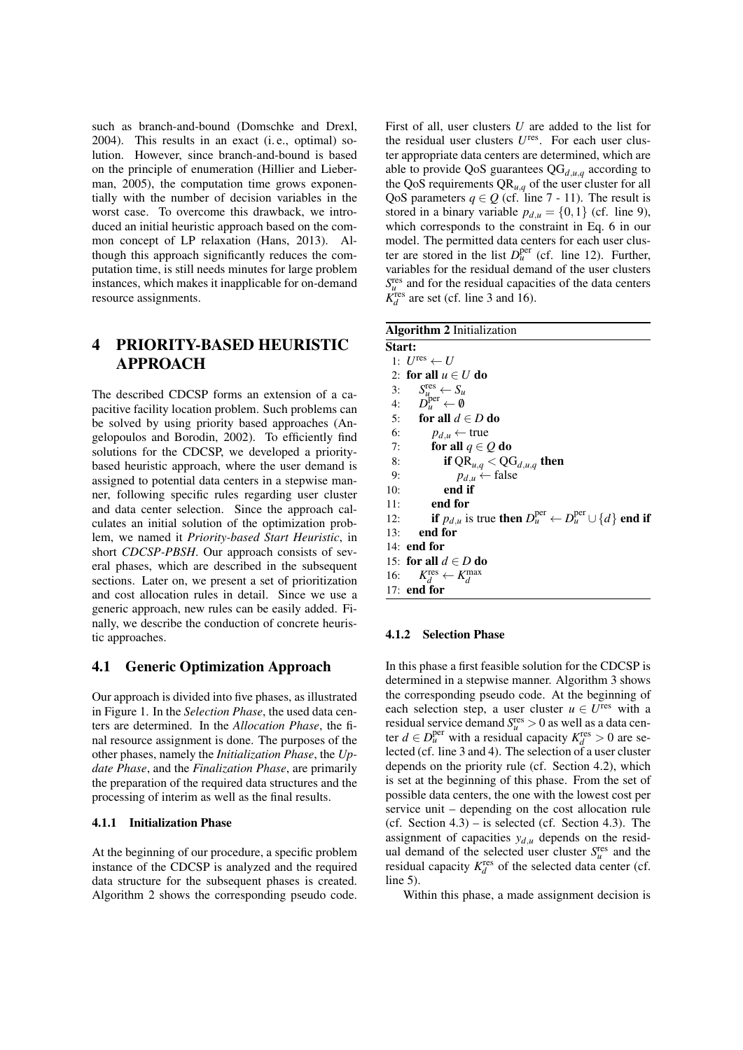such as branch-and-bound (Domschke and Drexl, 2004). This results in an exact (i. e., optimal) solution. However, since branch-and-bound is based on the principle of enumeration (Hillier and Lieberman, 2005), the computation time grows exponentially with the number of decision variables in the worst case. To overcome this drawback, we introduced an initial heuristic approach based on the common concept of LP relaxation (Hans, 2013). Although this approach significantly reduces the computation time, is still needs minutes for large problem instances, which makes it inapplicable for on-demand resource assignments.

# 4 PRIORITY-BASED HEURISTIC APPROACH

The described CDCSP forms an extension of a capacitive facility location problem. Such problems can be solved by using priority based approaches (Angelopoulos and Borodin, 2002). To efficiently find solutions for the CDCSP, we developed a priority-based heuristic approach, where the user demand is assigned to potential data centers in a stepwise manner, following specific rules regarding user cluster and data center selection. Since the approach calculates an initial solution of the optimization problem, we named it *Priority-based Start Heuristic*, in short *CDCSP-PBSH*. Our approach consists of several phases, which are described in the subsequent sections. Later on, we present a set of prioritization and cost allocation rules in detail. Since we use a generic approach, new rules can be easily added. Finally, we describe the conduction of concrete heuristic approaches.

## 4.1 Generic Optimization Approach

Our approach is divided into five phases, as illustrated in Figure 1. In the *Selection Phase*, the used data centers are determined. In the *Allocation Phase*, the final resource assignment is done. The purposes of the other phases, namely the *Initialization Phase*, the *Update Phase*, and the *Finalization Phase*, are primarily the preparation of the required data structures and the processing of interim as well as the final results.

### 4.1.1 Initialization Phase

At the beginning of our procedure, a specific problem instance of the CDCSP is analyzed and the required data structure for the subsequent phases is created. Algorithm 2 shows the corresponding pseudo code. First of all, user clusters $U$ are added to the list for the residual user clusters $U^{\text{res}}$. For each user cluster appropriate data centers are determined, which are able to provide QoS guarantees $\text{QG}_{d,u,q}$ according to the QoS requirements $\text{QR}_{u,q}$ of the user cluster for all QoS parameters $q \in Q$ (cf. line 7 - 11). The result is stored in a binary variable $p_{d,u} = \{0,1\}$ (cf. line 9), which corresponds to the constraint in Eq. 6 in our model. The permitted data centers for each user cluster are stored in the list $D_u^{\text{per}}$ (cf. line 12). Further, variables for the residual demand of the user clusters $S_u^{\text{res}}$ and for the residual capacities of the data centers $K_d^{\text{res}}$ are set (cf. line 3 and 16).

**Algorithm 2** Initialization

**Start:**
```
1:  U^res ← U
2:  for all u ∈ U do
3:      S_u^res ← S_u
4:      D_u^per ← ∅
5:      for all d ∈ D do
6:          p_{d,u} ← true
7:          for all q ∈ Q do
8:              if QR_{u,q} < QG_{d,u,q} then
9:                  p_{d,u} ← false
10:             end if
11:         end for
12:         if p_{d,u} is true then D_u^per ← D_u^per ∪ {d} end if
13:     end for
14: end for
15: for all d ∈ D do
16:     K_d^res ← K_d^max
17: end for
```

### 4.1.2 Selection Phase

In this phase a first feasible solution for the CDCSP is determined in a stepwise manner. Algorithm 3 shows the corresponding pseudo code. At the beginning of each selection step, a user cluster $u \in U^{\text{res}}$ with a residual service demand $S_u^{\text{res}} > 0$ as well as a data center $d \in D_u^{\text{per}}$ with a residual capacity $K_d^{\text{res}} > 0$ are selected (cf. line 3 and 4). The selection of a user cluster depends on the priority rule (cf. Section 4.2), which is set at the beginning of this phase. From the set of possible data centers, the one with the lowest cost per service unit – depending on the cost allocation rule (cf. Section 4.3) – is selected (cf. Section 4.3). The assignment of capacities $y_{d,u}$ depends on the residual demand of the selected user cluster $S_u^{\text{res}}$ and the residual capacity $K_d^{\text{res}}$ of the selected data center (cf. line 5).

Within this phase, a made assignment decision is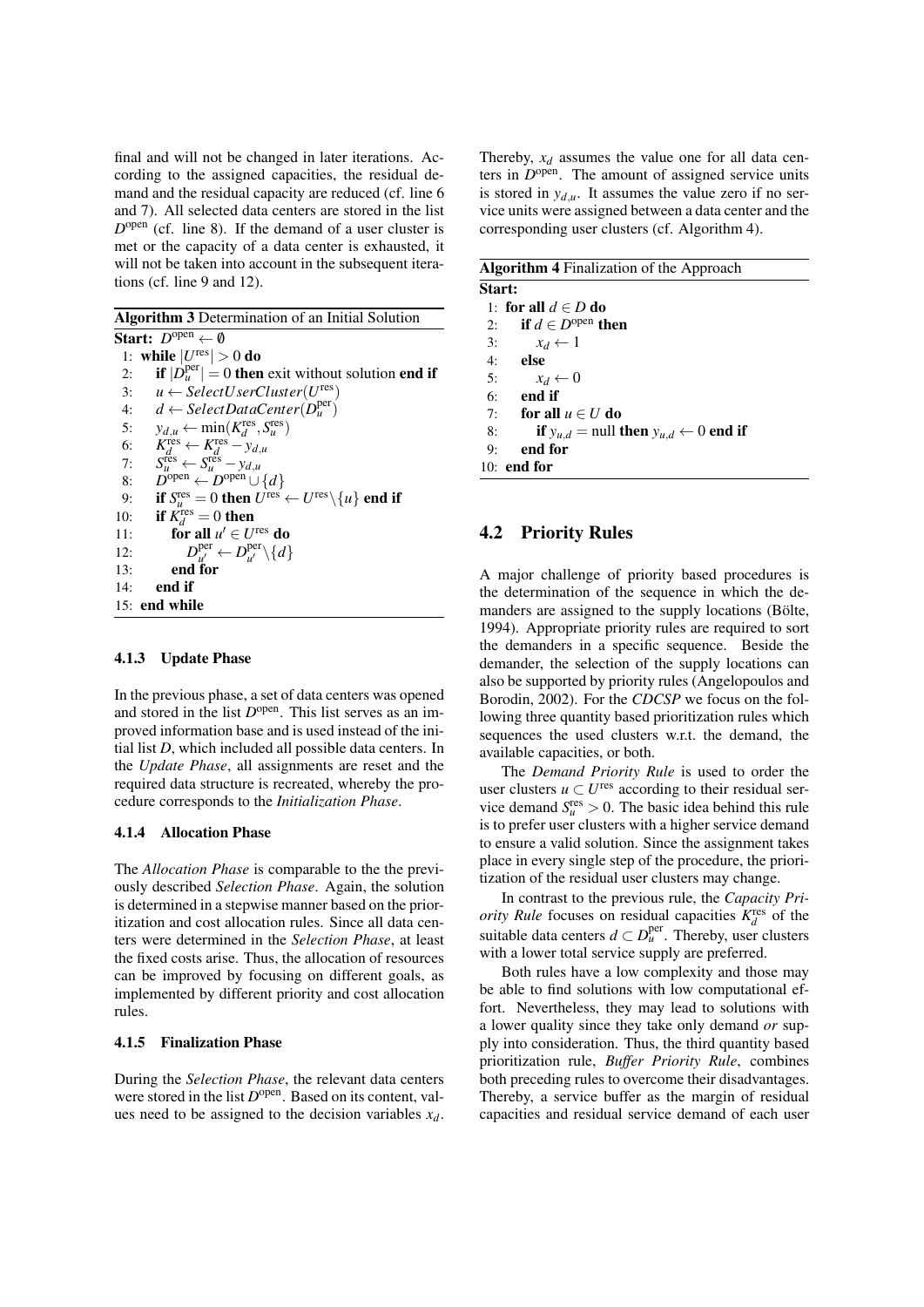final and will not be changed in later iterations. According to the assigned capacities, the residual demand and the residual capacity are reduced (cf. line 6 and 7). All selected data centers are stored in the list $D^{\text{open}}$ (cf. line 8). If the demand of a user cluster is met or the capacity of a data center is exhausted, it will not be taken into account in the subsequent iterations (cf. line 9 and 12).

**Algorithm 3** Determination of an Initial Solution

```
Start: D^open ← ∅
 1: while |U^res| > 0 do
 2:   if |D_u^per| = 0 then exit without solution end if
 3:   u ← SelectUserCluster(U^res)
 4:   d ← SelectDataCenter(D_u^per)
 5:   y_{d,u} ← min(K_d^res, S_u^res)
 6:   K_d^res ← K_d^res − y_{d,u}
 7:   S_u^res ← S_u^res − y_{d,u}
 8:   D^open ← D^open ∪ {d}
 9:   if S_u^res = 0 then U^res ← U^res \ {u} end if
10:   if K_d^res = 0 then
11:     for all u' ∈ U^res do
12:       D_{u'}^per ← D_{u'}^per \ {d}
13:     end for
14:   end if
15: end while
```

#### 4.1.3 Update Phase

In the previous phase, a set of data centers was opened and stored in the list $D^{\text{open}}$. This list serves as an improved information base and is used instead of the initial list $D$, which included all possible data centers. In the *Update Phase*, all assignments are reset and the required data structure is recreated, whereby the procedure corresponds to the *Initialization Phase*.

#### 4.1.4 Allocation Phase

The *Allocation Phase* is comparable to the the previously described *Selection Phase*. Again, the solution is determined in a stepwise manner based on the prioritization and cost allocation rules. Since all data centers were determined in the *Selection Phase*, at least the fixed costs arise. Thus, the allocation of resources can be improved by focusing on different goals, as implemented by different priority and cost allocation rules.

#### 4.1.5 Finalization Phase

During the *Selection Phase*, the relevant data centers were stored in the list $D^{\text{open}}$. Based on its content, values need to be assigned to the decision variables $x_d$. Thereby, $x_d$ assumes the value one for all data centers in $D^{\text{open}}$. The amount of assigned service units is stored in $y_{d,u}$. It assumes the value zero if no service units were assigned between a data center and the corresponding user clusters (cf. Algorithm 4).

**Algorithm 4** Finalization of the Approach

```
Start:
 1: for all d ∈ D do
 2:   if d ∈ D^open then
 3:     x_d ← 1
 4:   else
 5:     x_d ← 0
 6:   end if
 7:   for all u ∈ U do
 8:     if y_{u,d} = null then y_{u,d} ← 0 end if
 9:   end for
10: end for
```

### 4.2 Priority Rules

A major challenge of priority based procedures is the determination of the sequence in which the demanders are assigned to the supply locations (Bölte, 1994). Appropriate priority rules are required to sort the demanders in a specific sequence. Beside the demander, the selection of the supply locations can also be supported by priority rules (Angelopoulos and Borodin, 2002). For the *CDCSP* we focus on the following three quantity based prioritization rules which sequences the used clusters w.r.t. the demand, the available capacities, or both.

The *Demand Priority Rule* is used to order the user clusters $u \subset U^{\text{res}}$ according to their residual service demand $S_u^{\text{res}} > 0$. The basic idea behind this rule is to prefer user clusters with a higher service demand to ensure a valid solution. Since the assignment takes place in every single step of the procedure, the prioritization of the residual user clusters may change.

In contrast to the previous rule, the *Capacity Priority Rule* focuses on residual capacities $K_d^{\text{res}}$ of the suitable data centers $d \subset D_u^{\text{per}}$. Thereby, user clusters with a lower total service supply are preferred.

Both rules have a low complexity and those may be able to find solutions with low computational effort. Nevertheless, they may lead to solutions with a lower quality since they take only demand *or* supply into consideration. Thus, the third quantity based prioritization rule, *Buffer Priority Rule*, combines both preceding rules to overcome their disadvantages. Thereby, a service buffer as the margin of residual capacities and residual service demand of each user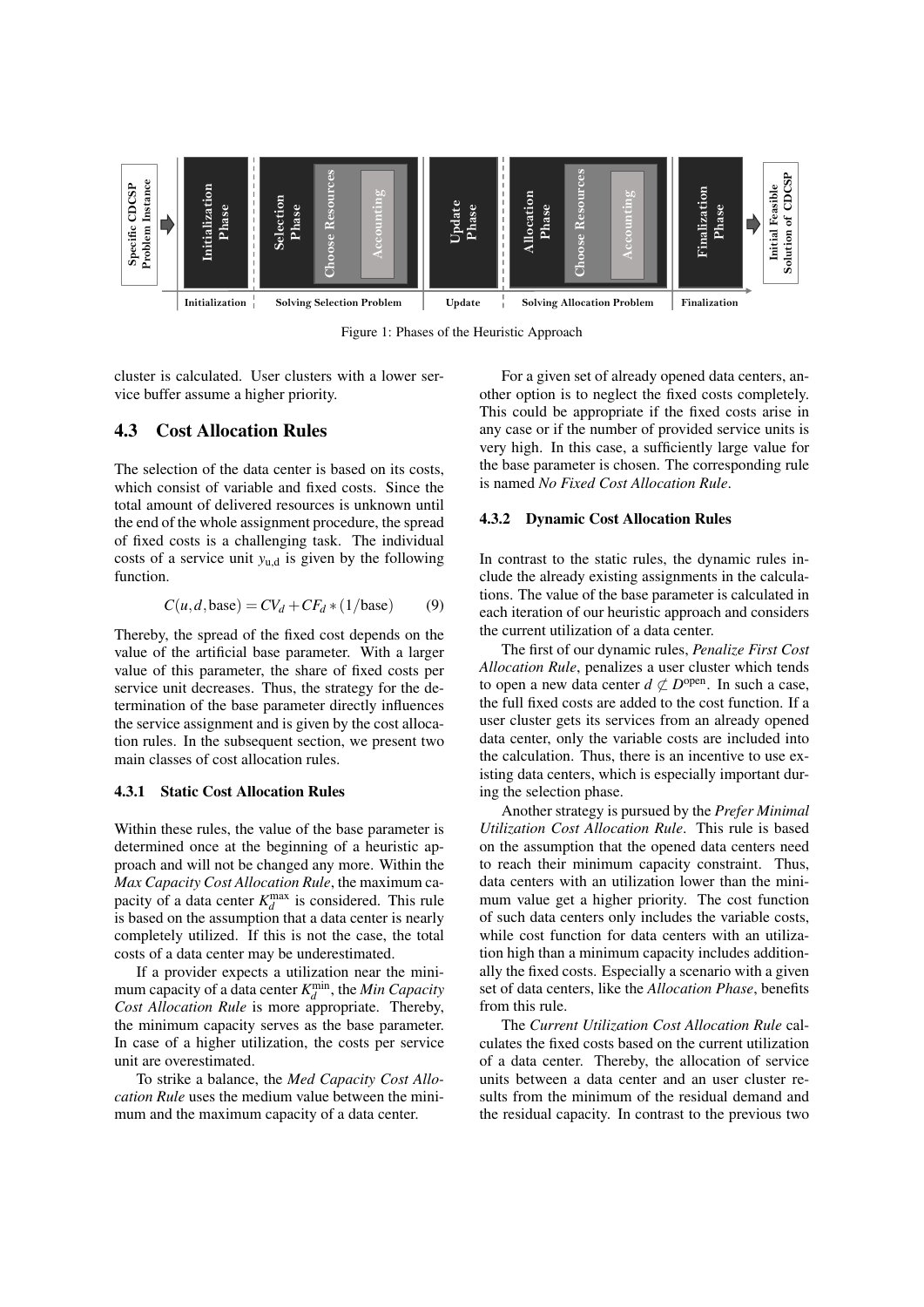Figure 1: Phases of the Heuristic Approach

cluster is calculated. User clusters with a lower service buffer assume a higher priority.

## 4.3 Cost Allocation Rules

The selection of the data center is based on its costs, which consist of variable and fixed costs. Since the total amount of delivered resources is unknown until the end of the whole assignment procedure, the spread of fixed costs is a challenging task. The individual costs of a service unit $y_{u,d}$ is given by the following function.

$$C(u, d, \text{base}) = CV_d + CF_d * (1/\text{base}) \qquad (9)$$

Thereby, the spread of the fixed cost depends on the value of the artificial base parameter. With a larger value of this parameter, the share of fixed costs per service unit decreases. Thus, the strategy for the determination of the base parameter directly influences the service assignment and is given by the cost allocation rules. In the subsequent section, we present two main classes of cost allocation rules.

### 4.3.1 Static Cost Allocation Rules

Within these rules, the value of the base parameter is determined once at the beginning of a heuristic approach and will not be changed any more. Within the *Max Capacity Cost Allocation Rule*, the maximum capacity of a data center $K_d^{\max}$ is considered. This rule is based on the assumption that a data center is nearly completely utilized. If this is not the case, the total costs of a data center may be underestimated.

If a provider expects a utilization near the minimum capacity of a data center $K_d^{\min}$, the *Min Capacity Cost Allocation Rule* is more appropriate. Thereby, the minimum capacity serves as the base parameter. In case of a higher utilization, the costs per service unit are overestimated.

To strike a balance, the *Med Capacity Cost Allocation Rule* uses the medium value between the minimum and the maximum capacity of a data center.

For a given set of already opened data centers, another option is to neglect the fixed costs completely. This could be appropriate if the fixed costs arise in any case or if the number of provided service units is very high. In this case, a sufficiently large value for the base parameter is chosen. The corresponding rule is named *No Fixed Cost Allocation Rule*.

### 4.3.2 Dynamic Cost Allocation Rules

In contrast to the static rules, the dynamic rules include the already existing assignments in the calculations. The value of the base parameter is calculated in each iteration of our heuristic approach and considers the current utilization of a data center.

The first of our dynamic rules, *Penalize First Cost Allocation Rule*, penalizes a user cluster which tends to open a new data center $d \not\subset D^{\text{open}}$. In such a case, the full fixed costs are added to the cost function. If a user cluster gets its services from an already opened data center, only the variable costs are included into the calculation. Thus, there is an incentive to use existing data centers, which is especially important during the selection phase.

Another strategy is pursued by the *Prefer Minimal Utilization Cost Allocation Rule*. This rule is based on the assumption that the opened data centers need to reach their minimum capacity constraint. Thus, data centers with an utilization lower than the minimum value get a higher priority. The cost function of such data centers only includes the variable costs, while cost function for data centers with an utilization high than a minimum capacity includes additionally the fixed costs. Especially a scenario with a given set of data centers, like the *Allocation Phase*, benefits from this rule.

The *Current Utilization Cost Allocation Rule* calculates the fixed costs based on the current utilization of a data center. Thereby, the allocation of service units between a data center and an user cluster results from the minimum of the residual demand and the residual capacity. In contrast to the previous two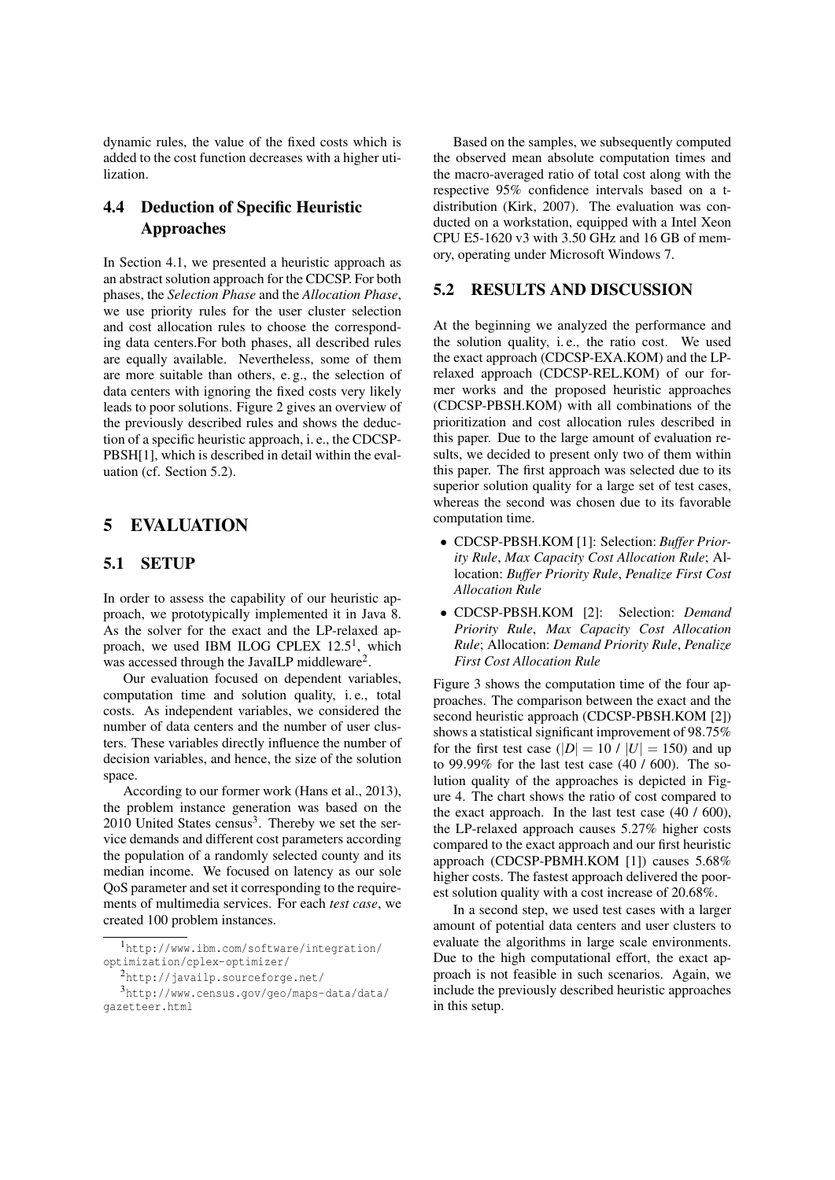dynamic rules, the value of the fixed costs which is added to the cost function decreases with a higher utilization.

### 4.4 Deduction of Specific Heuristic Approaches

In Section 4.1, we presented a heuristic approach as an abstract solution approach for the CDCSP. For both phases, the *Selection Phase* and the *Allocation Phase*, we use priority rules for the user cluster selection and cost allocation rules to choose the corresponding data centers.For both phases, all described rules are equally available. Nevertheless, some of them are more suitable than others, e. g., the selection of data centers with ignoring the fixed costs very likely leads to poor solutions. Figure 2 gives an overview of the previously described rules and shows the deduction of a specific heuristic approach, i. e., the CDCSP-PBSH[1], which is described in detail within the evaluation (cf. Section 5.2).

## 5 EVALUATION

### 5.1 SETUP

In order to assess the capability of our heuristic approach, we prototypically implemented it in Java 8. As the solver for the exact and the LP-relaxed approach, we used IBM ILOG CPLEX 12.5[1], which was accessed through the JavaILP middleware[2].

Our evaluation focused on dependent variables, computation time and solution quality, i. e., total costs. As independent variables, we considered the number of data centers and the number of user clusters. These variables directly influence the number of decision variables, and hence, the size of the solution space.

According to our former work (Hans et al., 2013), the problem instance generation was based on the 2010 United States census[3]. Thereby we set the service demands and different cost parameters according the population of a randomly selected county and its median income. We focused on latency as our sole QoS parameter and set it corresponding to the requirements of multimedia services. For each *test case*, we created 100 problem instances.

[1] http://www.ibm.com/software/integration/optimization/cplex-optimizer/

[2] http://javailp.sourceforge.net/

[3] http://www.census.gov/geo/maps-data/data/gazetteer.html

Based on the samples, we subsequently computed the observed mean absolute computation times and the macro-averaged ratio of total cost along with the respective 95% confidence intervals based on a t-distribution (Kirk, 2007). The evaluation was conducted on a workstation, equipped with a Intel Xeon CPU E5-1620 v3 with 3.50 GHz and 16 GB of memory, operating under Microsoft Windows 7.

### 5.2 RESULTS AND DISCUSSION

At the beginning we analyzed the performance and the solution quality, i. e., the ratio cost. We used the exact approach (CDCSP-EXA.KOM) and the LP-relaxed approach (CDCSP-REL.KOM) of our former works and the proposed heuristic approaches (CDCSP-PBSH.KOM) with all combinations of the prioritization and cost allocation rules described in this paper. Due to the large amount of evaluation results, we decided to present only two of them within this paper. The first approach was selected due to its superior solution quality for a large set of test cases, whereas the second was chosen due to its favorable computation time.

- CDCSP-PBSH.KOM [1]: Selection: *Buffer Priority Rule*, *Max Capacity Cost Allocation Rule*; Allocation: *Buffer Priority Rule*, *Penalize First Cost Allocation Rule*
- CDCSP-PBSH.KOM [2]: Selection: *Demand Priority Rule*, *Max Capacity Cost Allocation Rule*; Allocation: *Demand Priority Rule*, *Penalize First Cost Allocation Rule*

Figure 3 shows the computation time of the four approaches. The comparison between the exact and the second heuristic approach (CDCSP-PBSH.KOM [2]) shows a statistical significant improvement of 98.75% for the first test case ($|D| = 10$ / $|U| = 150$) and up to 99.99% for the last test case (40 / 600). The solution quality of the approaches is depicted in Figure 4. The chart shows the ratio of cost compared to the exact approach. In the last test case (40 / 600), the LP-relaxed approach causes 5.27% higher costs compared to the exact approach and our first heuristic approach (CDCSP-PBMH.KOM [1]) causes 5.68% higher costs. The fastest approach delivered the poorest solution quality with a cost increase of 20.68%.

In a second step, we used test cases with a larger amount of potential data centers and user clusters to evaluate the algorithms in large scale environments. Due to the high computational effort, the exact approach is not feasible in such scenarios. Again, we include the previously described heuristic approaches in this setup.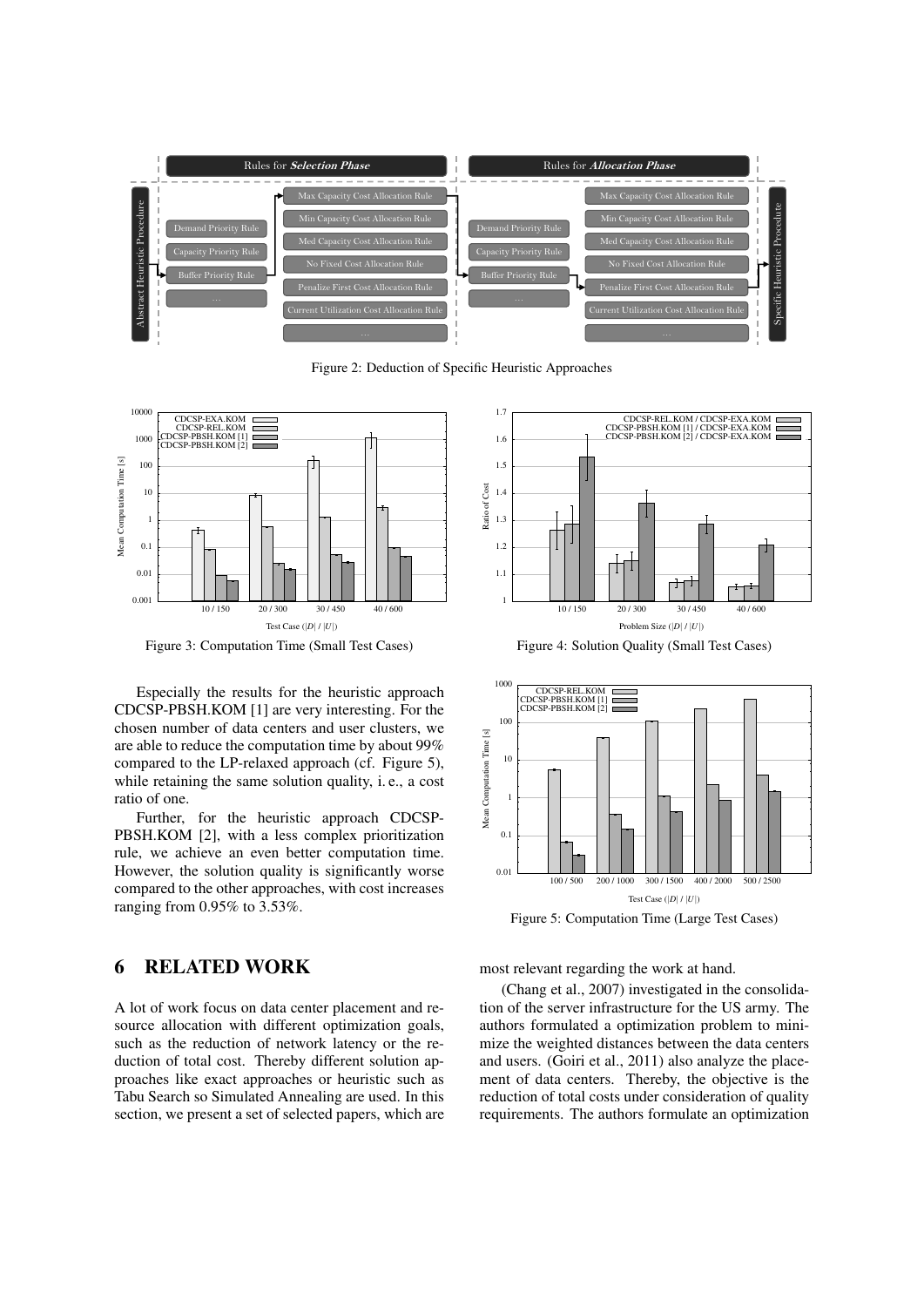Figure 2: Deduction of Specific Heuristic Approaches

Figure 3: Computation Time (Small Test Cases)

Figure 4: Solution Quality (Small Test Cases)

Especially the results for the heuristic approach CDCSP-PBSH.KOM [1] are very interesting. For the chosen number of data centers and user clusters, we are able to reduce the computation time by about 99% compared to the LP-relaxed approach (cf. Figure 5), while retaining the same solution quality, i. e., a cost ratio of one.

Further, for the heuristic approach CDCSP-PBSH.KOM [2], with a less complex prioritization rule, we achieve an even better computation time. However, the solution quality is significantly worse compared to the other approaches, with cost increases ranging from 0.95% to 3.53%.

Figure 5: Computation Time (Large Test Cases)

## 6 RELATED WORK

A lot of work focus on data center placement and resource allocation with different optimization goals, such as the reduction of network latency or the reduction of total cost. Thereby different solution approaches like exact approaches or heuristic such as Tabu Search so Simulated Annealing are used. In this section, we present a set of selected papers, which are most relevant regarding the work at hand.

(Chang et al., 2007) investigated in the consolidation of the server infrastructure for the US army. The authors formulated a optimization problem to minimize the weighted distances between the data centers and users. (Goiri et al., 2011) also analyze the placement of data centers. Thereby, the objective is the reduction of total costs under consideration of quality requirements. The authors formulate an optimization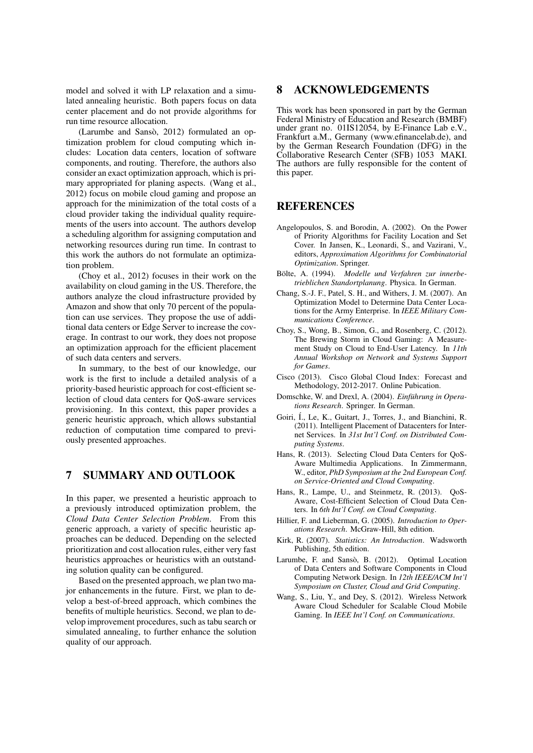model and solved it with LP relaxation and a simulated annealing heuristic. Both papers focus on data center placement and do not provide algorithms for run time resource allocation.

(Larumbe and Sansò, 2012) formulated an optimization problem for cloud computing which includes: Location data centers, location of software components, and routing. Therefore, the authors also consider an exact optimization approach, which is primary appropriated for planing aspects. (Wang et al., 2012) focus on mobile cloud gaming and propose an approach for the minimization of the total costs of a cloud provider taking the individual quality requirements of the users into account. The authors develop a scheduling algorithm for assigning computation and networking resources during run time. In contrast to this work the authors do not formulate an optimization problem.

(Choy et al., 2012) focuses in their work on the availability on cloud gaming in the US. Therefore, the authors analyze the cloud infrastructure provided by Amazon and show that only 70 percent of the population can use services. They propose the use of additional data centers or Edge Server to increase the coverage. In contrast to our work, they does not propose an optimization approach for the efficient placement of such data centers and servers.

In summary, to the best of our knowledge, our work is the first to include a detailed analysis of a priority-based heuristic approach for cost-efficient selection of cloud data centers for QoS-aware services provisioning. In this context, this paper provides a generic heuristic approach, which allows substantial reduction of computation time compared to previously presented approaches.

## 7 SUMMARY AND OUTLOOK

In this paper, we presented a heuristic approach to a previously introduced optimization problem, the *Cloud Data Center Selection Problem*. From this generic approach, a variety of specific heuristic approaches can be deduced. Depending on the selected prioritization and cost allocation rules, either very fast heuristics approaches or heuristics with an outstanding solution quality can be configured.

Based on the presented approach, we plan two major enhancements in the future. First, we plan to develop a best-of-breed approach, which combines the benefits of multiple heuristics. Second, we plan to develop improvement procedures, such as tabu search or simulated annealing, to further enhance the solution quality of our approach.

## 8 ACKNOWLEDGEMENTS

This work has been sponsored in part by the German Federal Ministry of Education and Research (BMBF) under grant no. 01IS12054, by E-Finance Lab e.V., Frankfurt a.M., Germany (www.efinancelab.de), and by the German Research Foundation (DFG) in the Collaborative Research Center (SFB) 1053 MAKI. The authors are fully responsible for the content of this paper.

## REFERENCES

Angelopoulos, S. and Borodin, A. (2002). On the Power of Priority Algorithms for Facility Location and Set Cover. In Jansen, K., Leonardi, S., and Vazirani, V., editors, *Approximation Algorithms for Combinatorial Optimization*. Springer.

Bölte, A. (1994). *Modelle und Verfahren zur innerbetrieblichen Standortplanung*. Physica. In German.

Chang, S.-J. F., Patel, S. H., and Withers, J. M. (2007). An Optimization Model to Determine Data Center Locations for the Army Enterprise. In *IEEE Military Communications Conference*.

Choy, S., Wong, B., Simon, G., and Rosenberg, C. (2012). The Brewing Storm in Cloud Gaming: A Measurement Study on Cloud to End-User Latency. In *11th Annual Workshop on Network and Systems Support for Games*.

Cisco (2013). Cisco Global Cloud Index: Forecast and Methodology, 2012-2017. Online Pubication.

Domschke, W. and Drexl, A. (2004). *Einführung in Operations Research*. Springer. In German.

Goiri, Í., Le, K., Guitart, J., Torres, J., and Bianchini, R. (2011). Intelligent Placement of Datacenters for Internet Services. In *31st Int'l Conf. on Distributed Computing Systems*.

Hans, R. (2013). Selecting Cloud Data Centers for QoS-Aware Multimedia Applications. In Zimmermann, W., editor, *PhD Symposium at the 2nd European Conf. on Service-Oriented and Cloud Computing*.

Hans, R., Lampe, U., and Steinmetz, R. (2013). QoS-Aware, Cost-Efficient Selection of Cloud Data Centers. In *6th Int'l Conf. on Cloud Computing*.

Hillier, F. and Lieberman, G. (2005). *Introduction to Operations Research*. McGraw-Hill, 8th edition.

Kirk, R. (2007). *Statistics: An Introduction*. Wadsworth Publishing, 5th edition.

Larumbe, F. and Sansò, B. (2012). Optimal Location of Data Centers and Software Components in Cloud Computing Network Design. In *12th IEEE/ACM Int'l Symposium on Cluster, Cloud and Grid Computing*.

Wang, S., Liu, Y., and Dey, S. (2012). Wireless Network Aware Cloud Scheduler for Scalable Cloud Mobile Gaming. In *IEEE Int'l Conf. on Communications*.